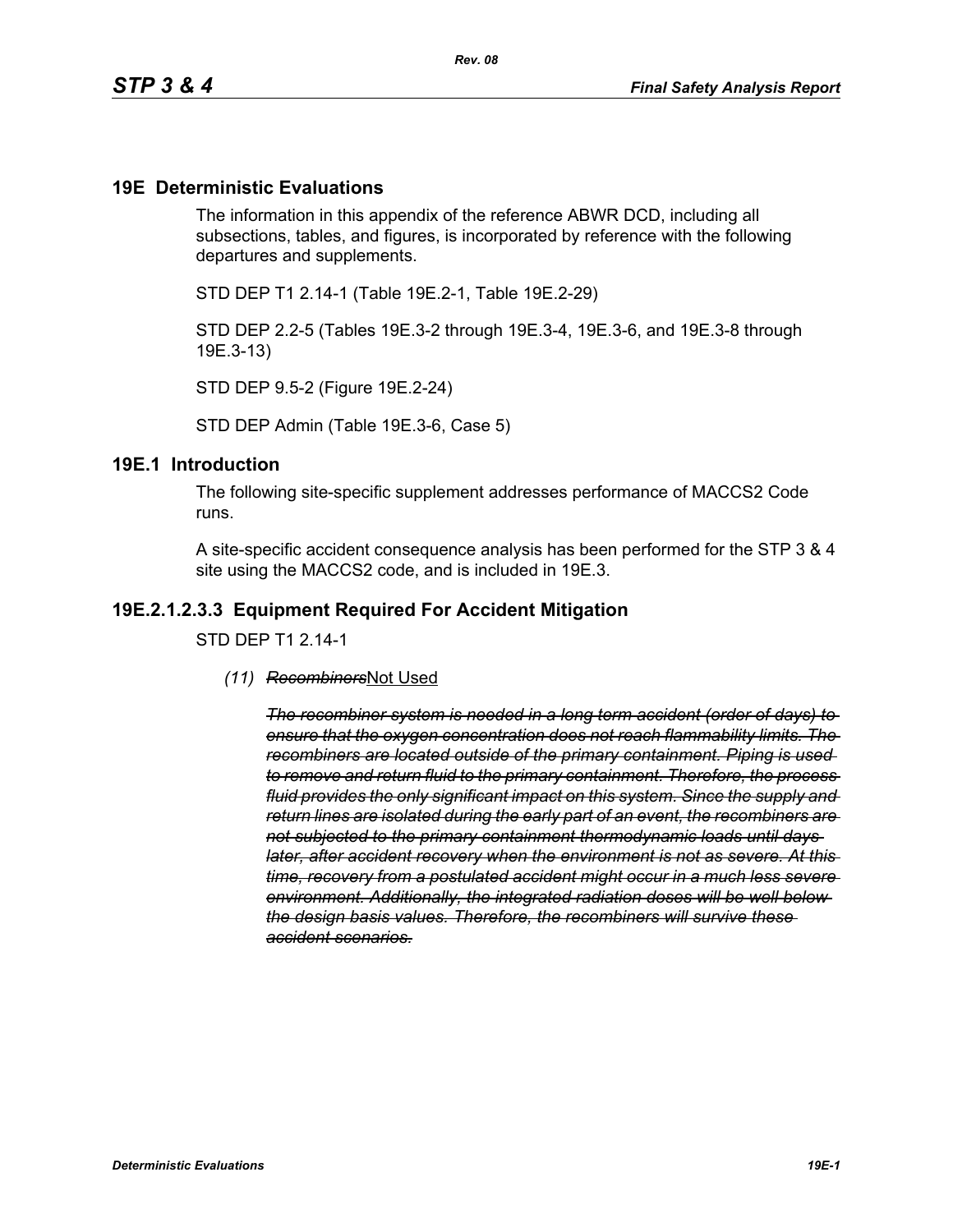# 19E Deterministic Evaluations

The information in this appendix of the reference ABWR DCD, including all subsections, tables, and figures, is incorporated by reference with the following departures and supplements.

STD DEP T1 2.14-1 (Table 19E.2-1, Table 19E.2-29)

STD DEP 2.2-5 (Tables 19E.3-2 through 19E.3-4, 19E.3-6, and 19E.3-8 through 19E.3-13)

STD DEP 9.5-2 (Figure 19E.2-24)

STD DEP Admin (Table 19E.3-6, Case 5)

## 19E.1 Introduction

The following site-specific supplement addresses performance of MACCS2 Code runs.

A site-specific accident consequence analysis has been performed for the STP 3 & 4 site using the MACCS2 code, and is included in 19E.3.

## 19E.2.1.2.3.3 Equipment Required For Accident Mitigation

STD DEP T1 2.14-1

*(11)* ~~*Recombiners*~~Not Used

~~*The recombiner system is needed in a long term accident (order of days) to ensure that the oxygen concentration does not reach flammability limits. The recombiners are located outside of the primary containment. Piping is used to remove and return fluid to the primary containment. Therefore, the process fluid provides the only significant impact on this system. Since the supply and return lines are isolated during the early part of an event, the recombiners are not subjected to the primary containment thermodynamic loads until days later, after accident recovery when the environment is not as severe. At this time, recovery from a postulated accident might occur in a much less severe environment. Additionally, the integrated radiation doses will be well below the design basis values. Therefore, the recombiners will survive these accident scenarios.*~~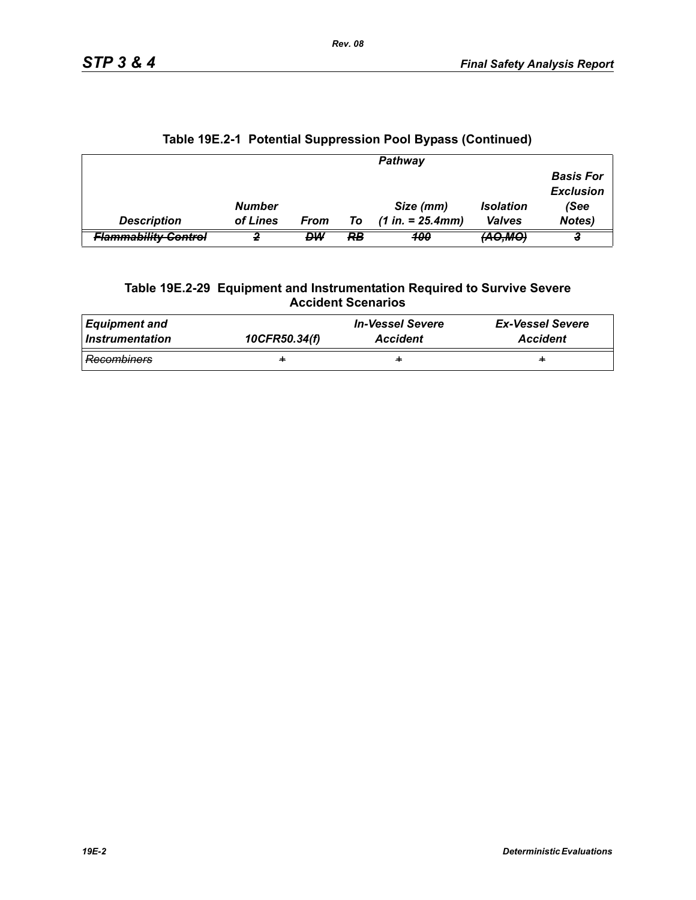**Table 19E.2-1 Potential Suppression Pool Bypass (Continued)**

| | Pathway | | | | | |
|---|---|---|---|---|---|---|
| *Description* | *Number of Lines* | *From* | *To* | *Size (mm) (1 in. = 25.4mm)* | *Isolation Valves* | *Basis For Exclusion (See Notes)* |
| ~~*Flammability Control*~~ | ~~*2*~~ | ~~*DW*~~ | ~~*RB*~~ | ~~*100*~~ | ~~*(AO,MO)*~~ | ~~*3*~~ |

**Table 19E.2-29 Equipment and Instrumentation Required to Survive Severe Accident Scenarios**

| *Equipment and Instrumentation* | *10CFR50.34(f)* | *In-Vessel Severe Accident* | *Ex-Vessel Severe Accident* |
|---|---|---|---|
| ~~*Recombiners*~~ | ~~+~~ | ~~+~~ | ~~+~~ |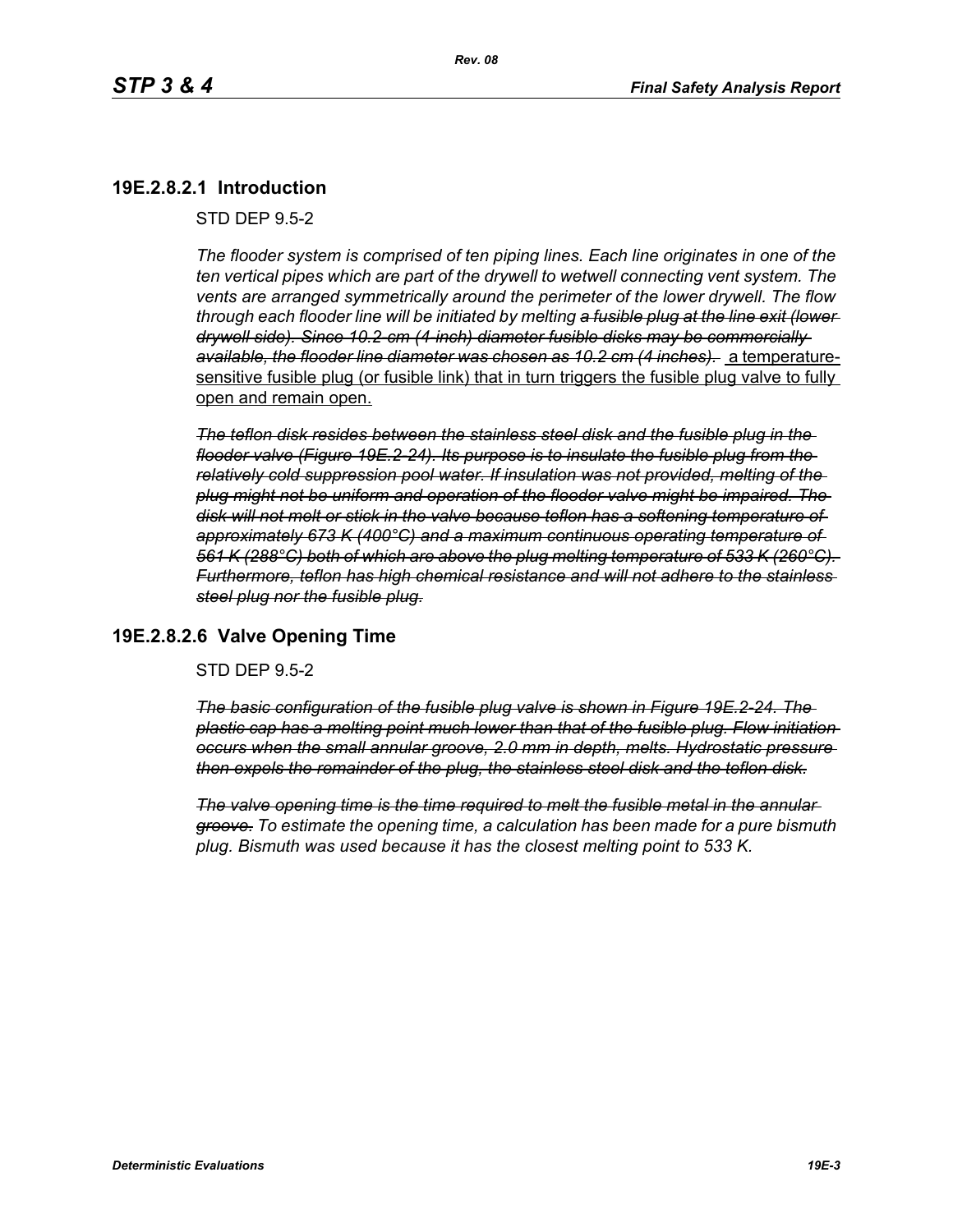## 19E.2.8.2.1 Introduction

STD DEP 9.5-2

*The flooder system is comprised of ten piping lines. Each line originates in one of the ten vertical pipes which are part of the drywell to wetwell connecting vent system. The vents are arranged symmetrically around the perimeter of the lower drywell. The flow through each flooder line will be initiated by melting ~~a fusible plug at the line exit (lower drywell side). Since 10.2-cm (4-inch) diameter fusible disks may be commercially available, the flooder line diameter was chosen as 10.2 cm (4 inches).~~* <u>a temperature-sensitive fusible plug (or fusible link) that in turn triggers the fusible plug valve to fully open and remain open.</u>

~~*The teflon disk resides between the stainless steel disk and the fusible plug in the flooder valve (Figure 19E.2-24). Its purpose is to insulate the fusible plug from the relatively cold suppression pool water. If insulation was not provided, melting of the plug might not be uniform and operation of the flooder valve might be impaired. The disk will not melt or stick in the valve because teflon has a softening temperature of approximately 673 K (400°C) and a maximum continuous operating temperature of 561 K (288°C) both of which are above the plug melting temperature of 533 K (260°C). Furthermore, teflon has high chemical resistance and will not adhere to the stainless steel plug nor the fusible plug.*~~

## 19E.2.8.2.6 Valve Opening Time

STD DEP 9.5-2

~~*The basic configuration of the fusible plug valve is shown in Figure 19E.2-24. The plastic cap has a melting point much lower than that of the fusible plug. Flow initiation occurs when the small annular groove, 2.0 mm in depth, melts. Hydrostatic pressure then expels the remainder of the plug, the stainless steel disk and the teflon disk.*~~

*~~The valve opening time is the time required to melt the fusible metal in the annular groove.~~ To estimate the opening time, a calculation has been made for a pure bismuth plug. Bismuth was used because it has the closest melting point to 533 K.*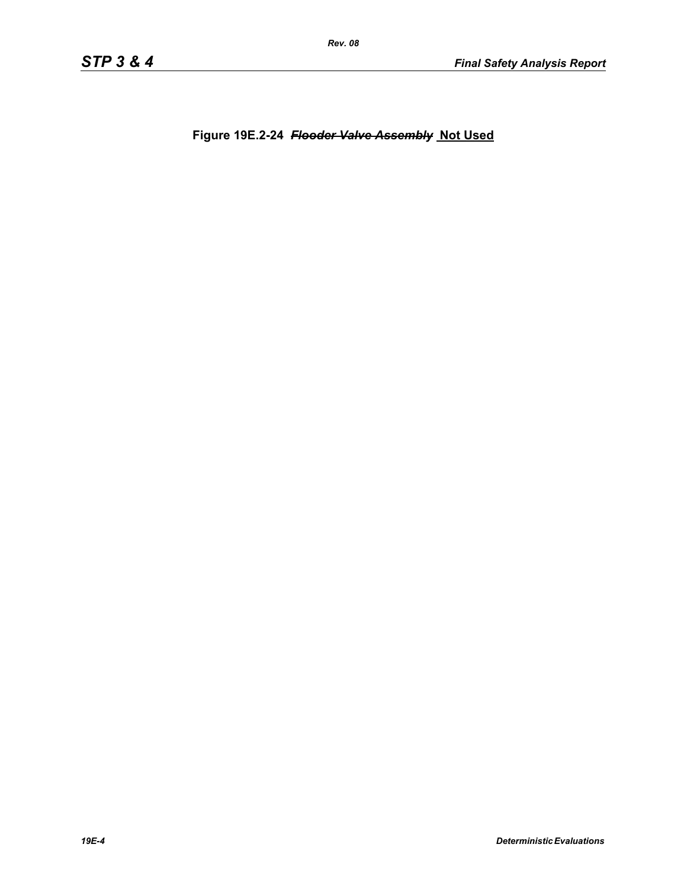**Figure 19E.2-24 ~~*Flooder Valve Assembly*~~ Not Used**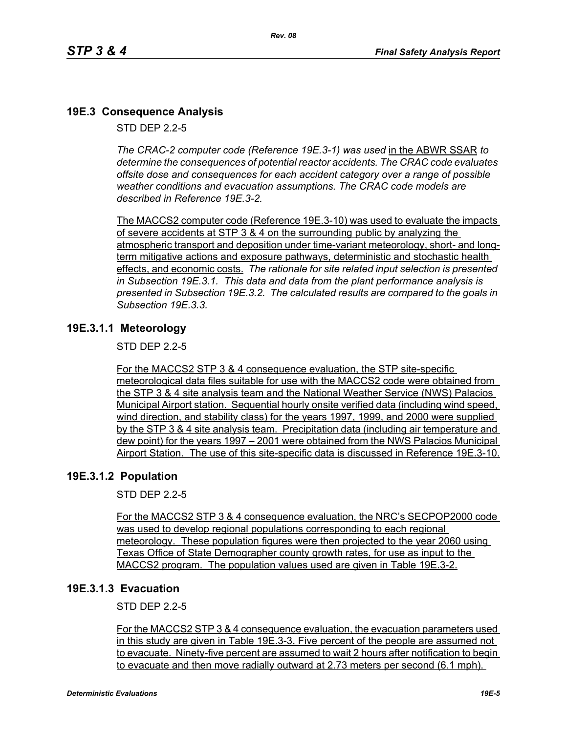## 19E.3 Consequence Analysis

STD DEP 2.2-5

*The CRAC-2 computer code (Reference 19E.3-1) was used* in the ABWR SSAR *to determine the consequences of potential reactor accidents. The CRAC code evaluates offsite dose and consequences for each accident category over a range of possible weather conditions and evacuation assumptions. The CRAC code models are described in Reference 19E.3-2.*

The MACCS2 computer code (Reference 19E.3-10) was used to evaluate the impacts of severe accidents at STP 3 & 4 on the surrounding public by analyzing the atmospheric transport and deposition under time-variant meteorology, short- and long-term mitigative actions and exposure pathways, deterministic and stochastic health effects, and economic costs. *The rationale for site related input selection is presented in Subsection 19E.3.1. This data and data from the plant performance analysis is presented in Subsection 19E.3.2. The calculated results are compared to the goals in Subsection 19E.3.3.*

### 19E.3.1.1 Meteorology

STD DEP 2.2-5

For the MACCS2 STP 3 & 4 consequence evaluation, the STP site-specific meteorological data files suitable for use with the MACCS2 code were obtained from the STP 3 & 4 site analysis team and the National Weather Service (NWS) Palacios Municipal Airport station. Sequential hourly onsite verified data (including wind speed, wind direction, and stability class) for the years 1997, 1999, and 2000 were supplied by the STP 3 & 4 site analysis team. Precipitation data (including air temperature and dew point) for the years 1997 – 2001 were obtained from the NWS Palacios Municipal Airport Station. The use of this site-specific data is discussed in Reference 19E.3-10.

### 19E.3.1.2 Population

STD DEP 2.2-5

For the MACCS2 STP 3 & 4 consequence evaluation, the NRC's SECPOP2000 code was used to develop regional populations corresponding to each regional meteorology. These population figures were then projected to the year 2060 using Texas Office of State Demographer county growth rates, for use as input to the MACCS2 program. The population values used are given in Table 19E.3-2.

### 19E.3.1.3 Evacuation

STD DEP 2.2-5

For the MACCS2 STP 3 & 4 consequence evaluation, the evacuation parameters used in this study are given in Table 19E.3-3. Five percent of the people are assumed not to evacuate. Ninety-five percent are assumed to wait 2 hours after notification to begin to evacuate and then move radially outward at 2.73 meters per second (6.1 mph).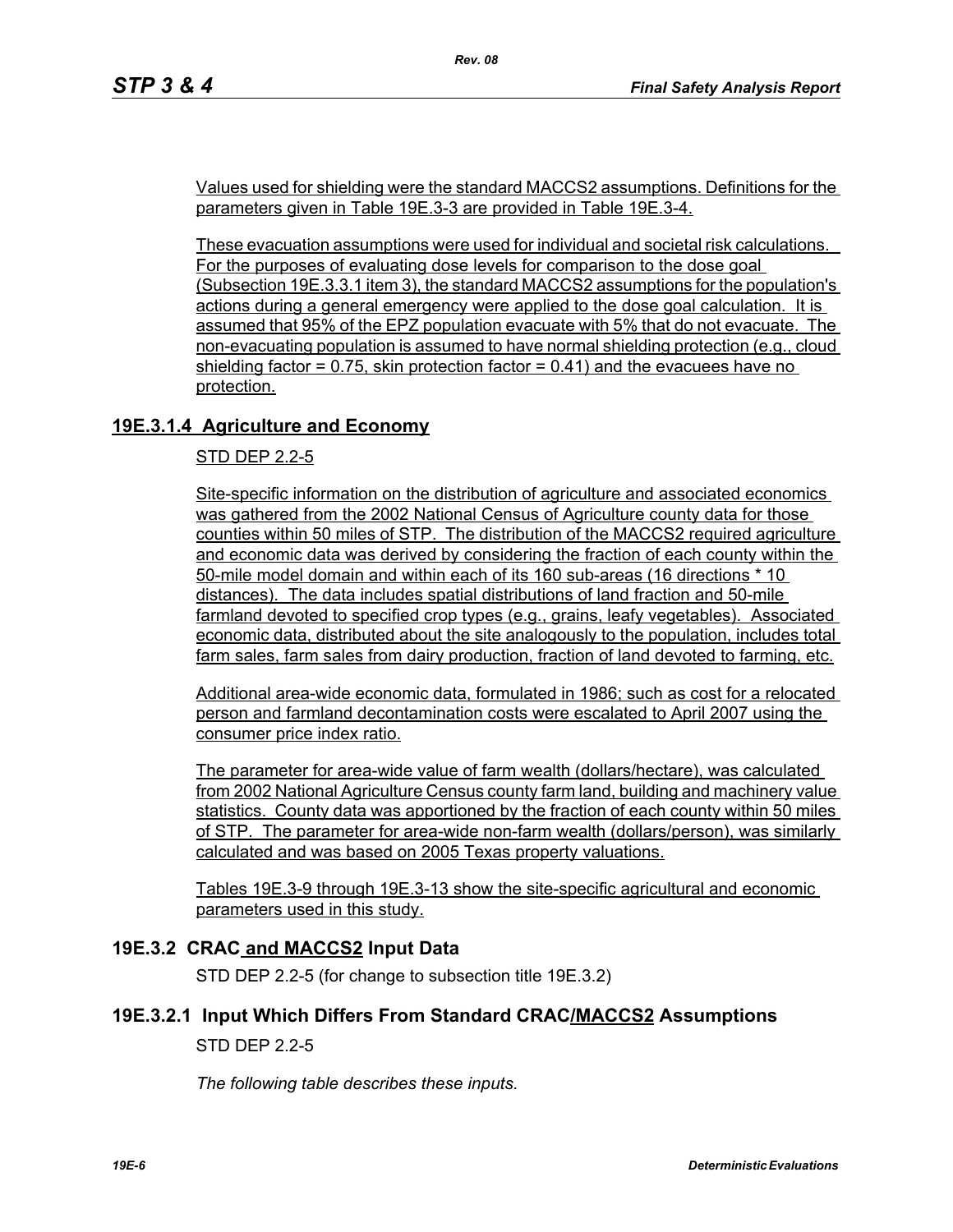Values used for shielding were the standard MACCS2 assumptions. Definitions for the parameters given in Table 19E.3-3 are provided in Table 19E.3-4.

These evacuation assumptions were used for individual and societal risk calculations. For the purposes of evaluating dose levels for comparison to the dose goal (Subsection 19E.3.3.1 item 3), the standard MACCS2 assumptions for the population's actions during a general emergency were applied to the dose goal calculation. It is assumed that 95% of the EPZ population evacuate with 5% that do not evacuate. The non-evacuating population is assumed to have normal shielding protection (e.g., cloud shielding factor = 0.75, skin protection factor = 0.41) and the evacuees have no protection.

### 19E.3.1.4 Agriculture and Economy

STD DEP 2.2-5

Site-specific information on the distribution of agriculture and associated economics was gathered from the 2002 National Census of Agriculture county data for those counties within 50 miles of STP. The distribution of the MACCS2 required agriculture and economic data was derived by considering the fraction of each county within the 50-mile model domain and within each of its 160 sub-areas (16 directions * 10 distances). The data includes spatial distributions of land fraction and 50-mile farmland devoted to specified crop types (e.g., grains, leafy vegetables). Associated economic data, distributed about the site analogously to the population, includes total farm sales, farm sales from dairy production, fraction of land devoted to farming, etc.

Additional area-wide economic data, formulated in 1986; such as cost for a relocated person and farmland decontamination costs were escalated to April 2007 using the consumer price index ratio.

The parameter for area-wide value of farm wealth (dollars/hectare), was calculated from 2002 National Agriculture Census county farm land, building and machinery value statistics. County data was apportioned by the fraction of each county within 50 miles of STP. The parameter for area-wide non-farm wealth (dollars/person), was similarly calculated and was based on 2005 Texas property valuations.

Tables 19E.3-9 through 19E.3-13 show the site-specific agricultural and economic parameters used in this study.

## 19E.3.2 CRAC and MACCS2 Input Data

STD DEP 2.2-5 (for change to subsection title 19E.3.2)

### 19E.3.2.1 Input Which Differs From Standard CRAC/MACCS2 Assumptions

STD DEP 2.2-5

*The following table describes these inputs.*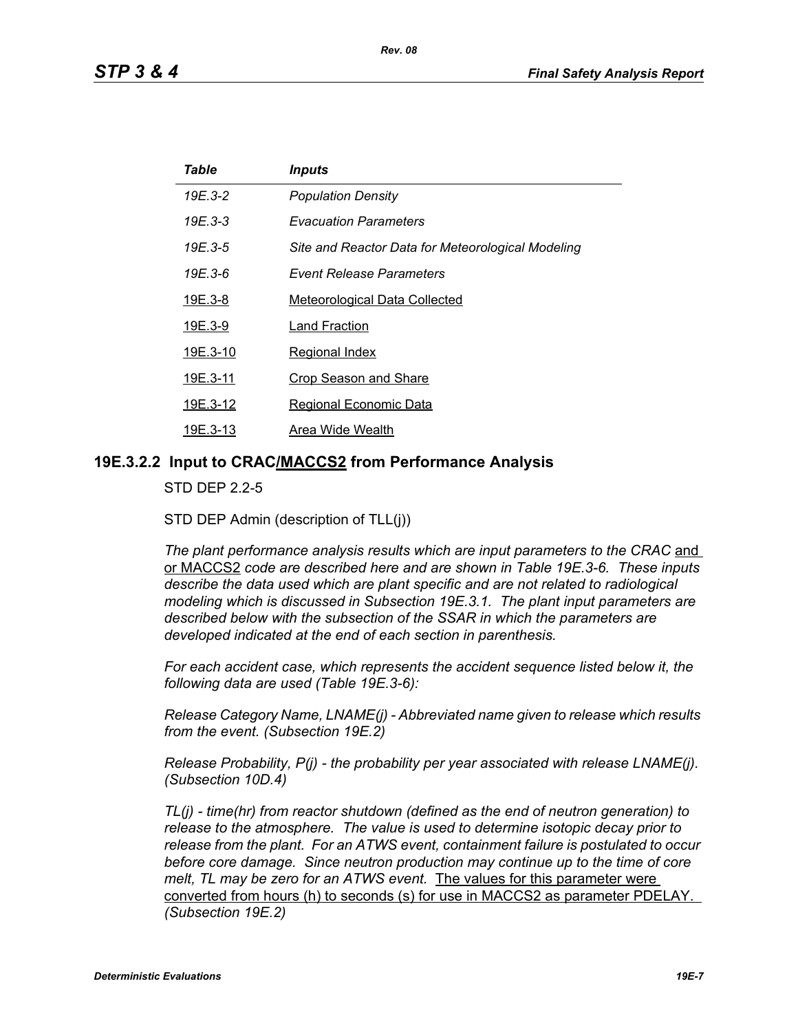| *Table* | *Inputs* |
|---|---|
| *19E.3-2* | *Population Density* |
| *19E.3-3* | *Evacuation Parameters* |
| *19E.3-5* | *Site and Reactor Data for Meteorological Modeling* |
| *19E.3-6* | *Event Release Parameters* |
| 19E.3-8 | Meteorological Data Collected |
| 19E.3-9 | Land Fraction |
| 19E.3-10 | Regional Index |
| 19E.3-11 | Crop Season and Share |
| 19E.3-12 | Regional Economic Data |
| 19E.3-13 | Area Wide Wealth |

## 19E.3.2.2 Input to CRAC/MACCS2 from Performance Analysis

STD DEP 2.2-5

STD DEP Admin (description of TLL(j))

*The plant performance analysis results which are input parameters to the CRAC* and or MACCS2 *code are described here and are shown in Table 19E.3-6. These inputs describe the data used which are plant specific and are not related to radiological modeling which is discussed in Subsection 19E.3.1. The plant input parameters are described below with the subsection of the SSAR in which the parameters are developed indicated at the end of each section in parenthesis.*

*For each accident case, which represents the accident sequence listed below it, the following data are used (Table 19E.3-6):*

*Release Category Name, LNAME(j) - Abbreviated name given to release which results from the event. (Subsection 19E.2)*

*Release Probability, P(j) - the probability per year associated with release LNAME(j). (Subsection 10D.4)*

*TL(j) - time(hr) from reactor shutdown (defined as the end of neutron generation) to release to the atmosphere. The value is used to determine isotopic decay prior to release from the plant. For an ATWS event, containment failure is postulated to occur before core damage. Since neutron production may continue up to the time of core melt, TL may be zero for an ATWS event.* The values for this parameter were converted from hours (h) to seconds (s) for use in MACCS2 as parameter PDELAY. *(Subsection 19E.2)*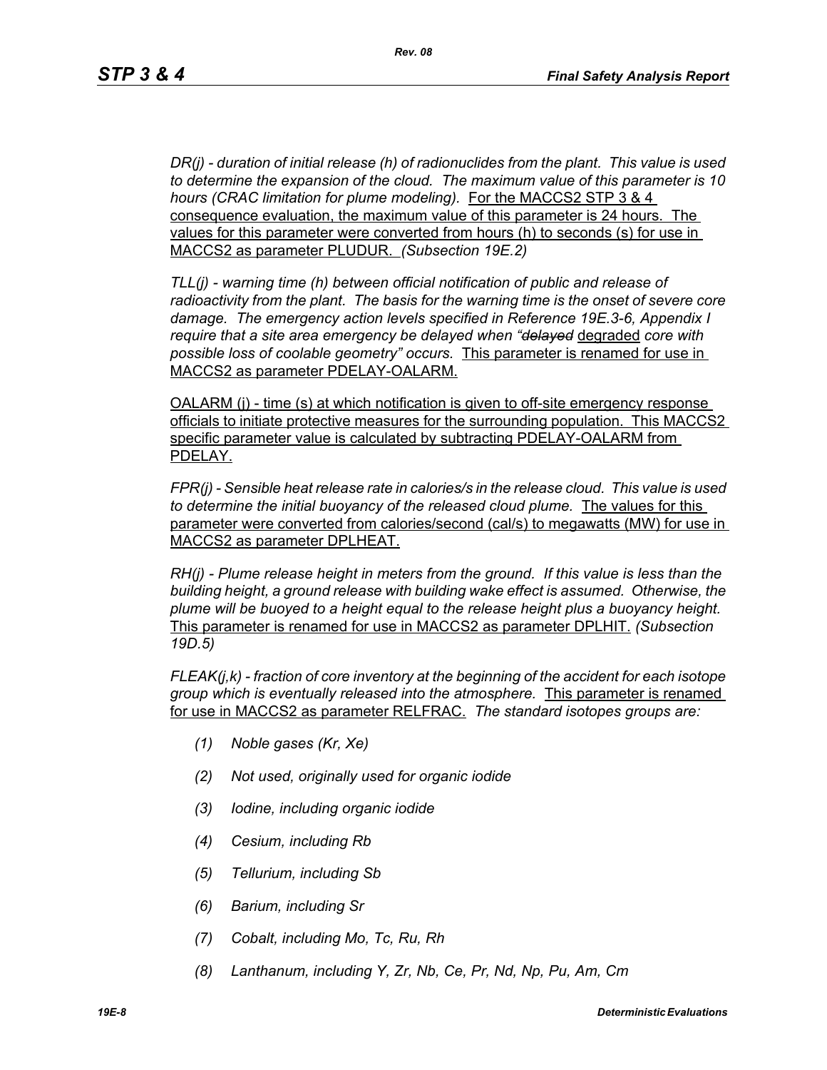*DR(j) - duration of initial release (h) of radionuclides from the plant. This value is used to determine the expansion of the cloud. The maximum value of this parameter is 10 hours (CRAC limitation for plume modeling).* For the MACCS2 STP 3 & 4 consequence evaluation, the maximum value of this parameter is 24 hours. The values for this parameter were converted from hours (h) to seconds (s) for use in MACCS2 as parameter PLUDUR. *(Subsection 19E.2)*

*TLL(j) - warning time (h) between official notification of public and release of radioactivity from the plant. The basis for the warning time is the onset of severe core damage. The emergency action levels specified in Reference 19E.3-6, Appendix I require that a site area emergency be delayed when "~~delayed~~* degraded *core with possible loss of coolable geometry" occurs.* This parameter is renamed for use in MACCS2 as parameter PDELAY-OALARM.

OALARM (j) - time (s) at which notification is given to off-site emergency response officials to initiate protective measures for the surrounding population. This MACCS2 specific parameter value is calculated by subtracting PDELAY-OALARM from PDELAY.

*FPR(j) - Sensible heat release rate in calories/s in the release cloud. This value is used to determine the initial buoyancy of the released cloud plume.* The values for this parameter were converted from calories/second (cal/s) to megawatts (MW) for use in MACCS2 as parameter DPLHEAT.

*RH(j) - Plume release height in meters from the ground. If this value is less than the building height, a ground release with building wake effect is assumed. Otherwise, the plume will be buoyed to a height equal to the release height plus a buoyancy height.* This parameter is renamed for use in MACCS2 as parameter DPLHIT. *(Subsection 19D.5)*

*FLEAK(j,k) - fraction of core inventory at the beginning of the accident for each isotope group which is eventually released into the atmosphere.* This parameter is renamed for use in MACCS2 as parameter RELFRAC. *The standard isotopes groups are:*

*(1) Noble gases (Kr, Xe)*

*(2) Not used, originally used for organic iodide*

*(3) Iodine, including organic iodide*

*(4) Cesium, including Rb*

*(5) Tellurium, including Sb*

*(6) Barium, including Sr*

*(7) Cobalt, including Mo, Tc, Ru, Rh*

*(8) Lanthanum, including Y, Zr, Nb, Ce, Pr, Nd, Np, Pu, Am, Cm*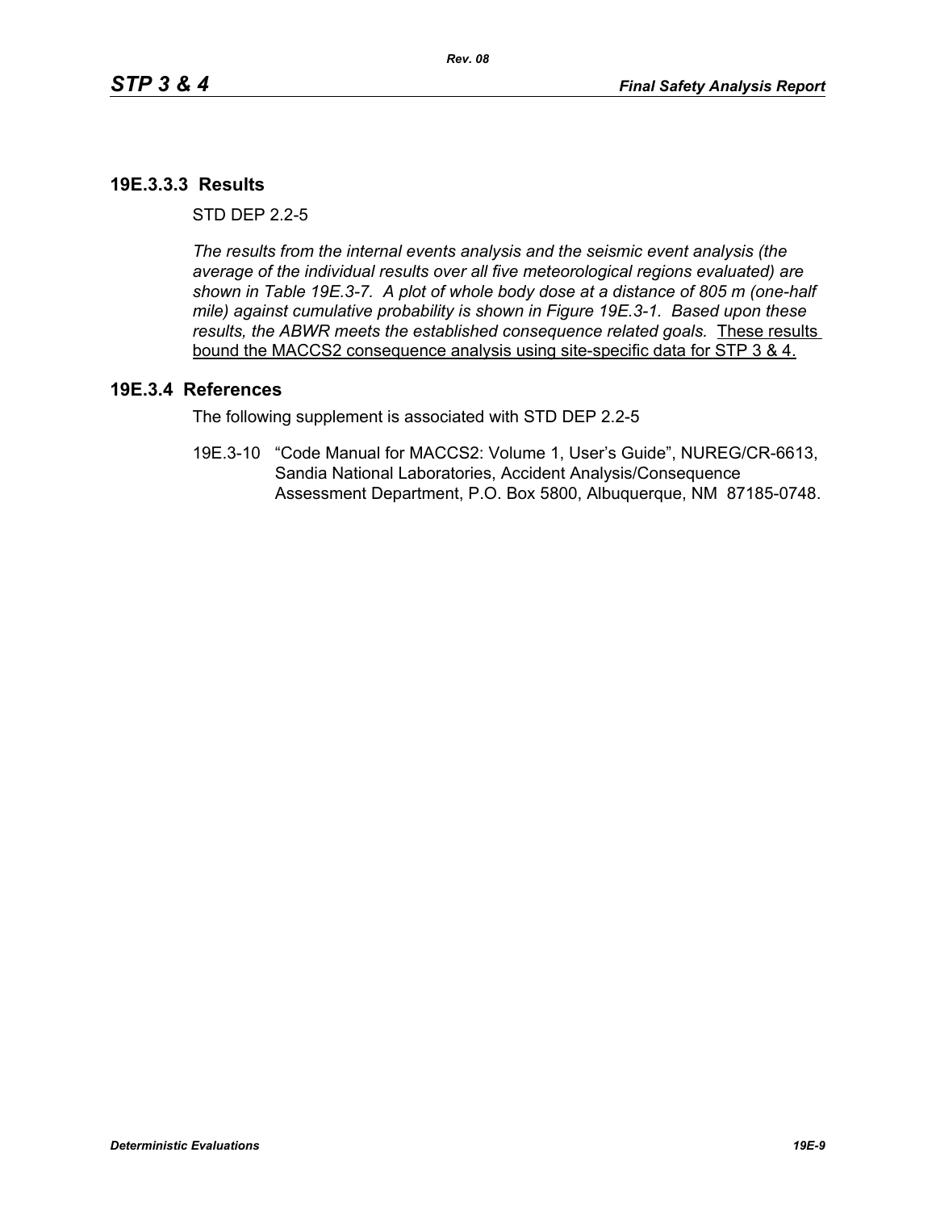### 19E.3.3.3 Results

STD DEP 2.2-5

*The results from the internal events analysis and the seismic event analysis (the average of the individual results over all five meteorological regions evaluated) are shown in Table 19E.3-7. A plot of whole body dose at a distance of 805 m (one-half mile) against cumulative probability is shown in Figure 19E.3-1. Based upon these results, the ABWR meets the established consequence related goals.* <u>These results bound the MACCS2 consequence analysis using site-specific data for STP 3 & 4.</u>

## 19E.3.4 References

The following supplement is associated with STD DEP 2.2-5

19E.3-10 "Code Manual for MACCS2: Volume 1, User's Guide", NUREG/CR-6613, Sandia National Laboratories, Accident Analysis/Consequence Assessment Department, P.O. Box 5800, Albuquerque, NM 87185-0748.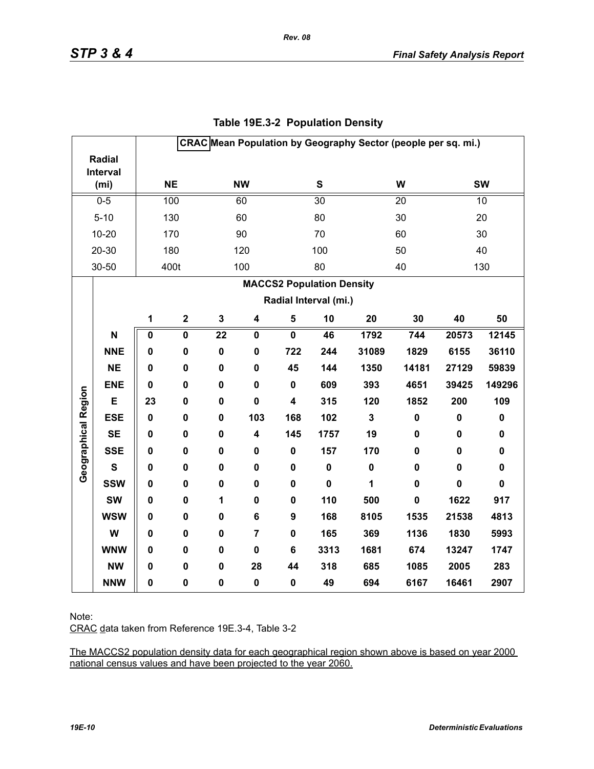### Table 19E.3-2 Population Density

| Radial Interval (mi) | CRAC Mean Population by Geography Sector (people per sq. mi.) | | | | |
|---|---|---|---|---|---|
| | NE | NW | S | W | SW |
| 0-5 | 100 | 60 | 30 | 20 | 10 |
| 5-10 | 130 | 60 | 80 | 30 | 20 |
| 10-20 | 170 | 90 | 70 | 60 | 30 |
| 20-30 | 180 | 120 | 100 | 50 | 40 |
| 30-50 | 400t | 100 | 80 | 40 | 130 |

| Geographical Region | MACCS2 Population Density Radial Interval (mi.) | | | | | | | | | |
|---|---|---|---|---|---|---|---|---|---|---|
| | **1** | **2** | **3** | **4** | **5** | **10** | **20** | **30** | **40** | **50** |
| **N** | **0** | **0** | **22** | **0** | **0** | **46** | **1792** | **744** | **20573** | **12145** |
| **NNE** | **0** | **0** | **0** | **0** | **722** | **244** | **31089** | **1829** | **6155** | **36110** |
| **NE** | **0** | **0** | **0** | **0** | **45** | **144** | **1350** | **14181** | **27129** | **59839** |
| **ENE** | **0** | **0** | **0** | **0** | **0** | **609** | **393** | **4651** | **39425** | **149296** |
| **E** | **23** | **0** | **0** | **0** | **4** | **315** | **120** | **1852** | **200** | **109** |
| **ESE** | **0** | **0** | **0** | **103** | **168** | **102** | **3** | **0** | **0** | **0** |
| **SE** | **0** | **0** | **0** | **4** | **145** | **1757** | **19** | **0** | **0** | **0** |
| **SSE** | **0** | **0** | **0** | **0** | **0** | **157** | **170** | **0** | **0** | **0** |
| **S** | **0** | **0** | **0** | **0** | **0** | **0** | **0** | **0** | **0** | **0** |
| **SSW** | **0** | **0** | **0** | **0** | **0** | **0** | **1** | **0** | **0** | **0** |
| **SW** | **0** | **0** | **1** | **0** | **0** | **110** | **500** | **0** | **1622** | **917** |
| **WSW** | **0** | **0** | **0** | **6** | **9** | **168** | **8105** | **1535** | **21538** | **4813** |
| **W** | **0** | **0** | **0** | **7** | **0** | **165** | **369** | **1136** | **1830** | **5993** |
| **WNW** | **0** | **0** | **0** | **0** | **6** | **3313** | **1681** | **674** | **13247** | **1747** |
| **NW** | **0** | **0** | **0** | **28** | **44** | **318** | **685** | **1085** | **2005** | **283** |
| **NNW** | **0** | **0** | **0** | **0** | **0** | **49** | **694** | **6167** | **16461** | **2907** |

Note:
CRAC data taken from Reference 19E.3-4, Table 3-2

The MACCS2 population density data for each geographical region shown above is based on year 2000 national census values and have been projected to the year 2060.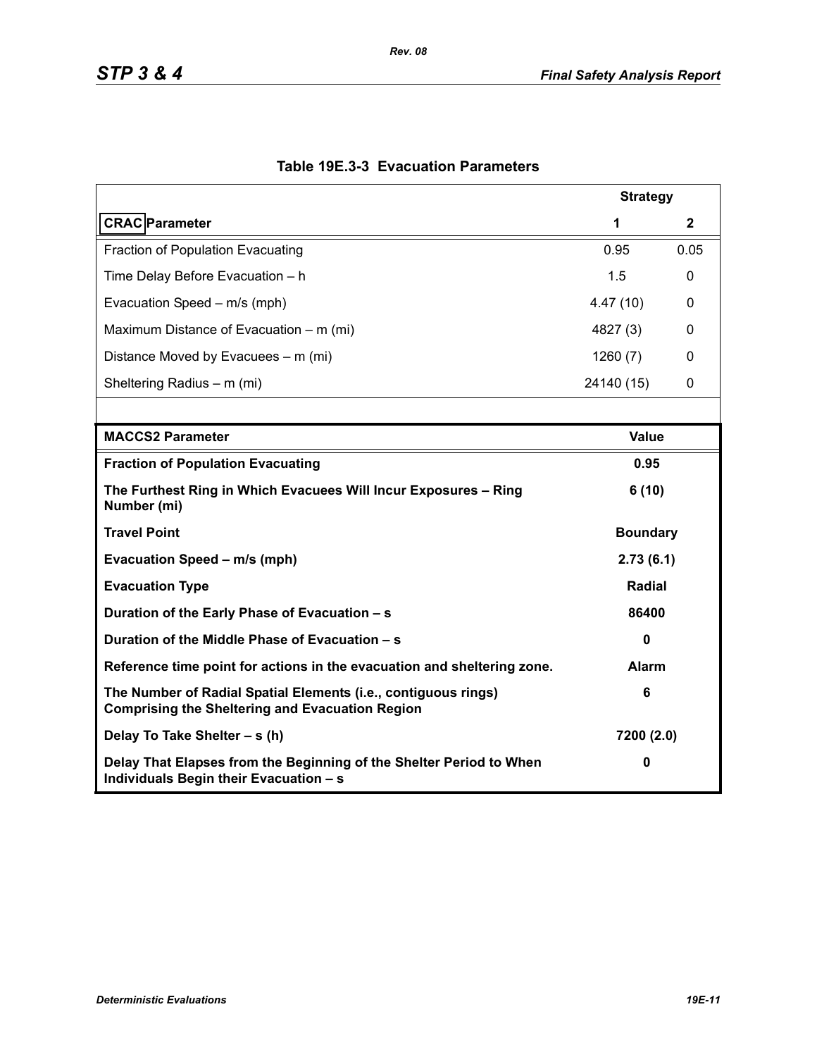**Table 19E.3-3 Evacuation Parameters**

| CRAC Parameter | Strategy 1 | Strategy 2 |
|---|---|---|
| Fraction of Population Evacuating | 0.95 | 0.05 |
| Time Delay Before Evacuation – h | 1.5 | 0 |
| Evacuation Speed – m/s (mph) | 4.47 (10) | 0 |
| Maximum Distance of Evacuation – m (mi) | 4827 (3) | 0 |
| Distance Moved by Evacuees – m (mi) | 1260 (7) | 0 |
| Sheltering Radius – m (mi) | 24140 (15) | 0 |

| **MACCS2 Parameter** | **Value** |
|---|---|
| **Fraction of Population Evacuating** | **0.95** |
| **The Furthest Ring in Which Evacuees Will Incur Exposures – Ring Number (mi)** | **6 (10)** |
| **Travel Point** | **Boundary** |
| **Evacuation Speed – m/s (mph)** | **2.73 (6.1)** |
| **Evacuation Type** | **Radial** |
| **Duration of the Early Phase of Evacuation – s** | **86400** |
| **Duration of the Middle Phase of Evacuation – s** | **0** |
| **Reference time point for actions in the evacuation and sheltering zone.** | **Alarm** |
| **The Number of Radial Spatial Elements (i.e., contiguous rings) Comprising the Sheltering and Evacuation Region** | **6** |
| **Delay To Take Shelter – s (h)** | **7200 (2.0)** |
| **Delay That Elapses from the Beginning of the Shelter Period to When Individuals Begin their Evacuation – s** | **0** |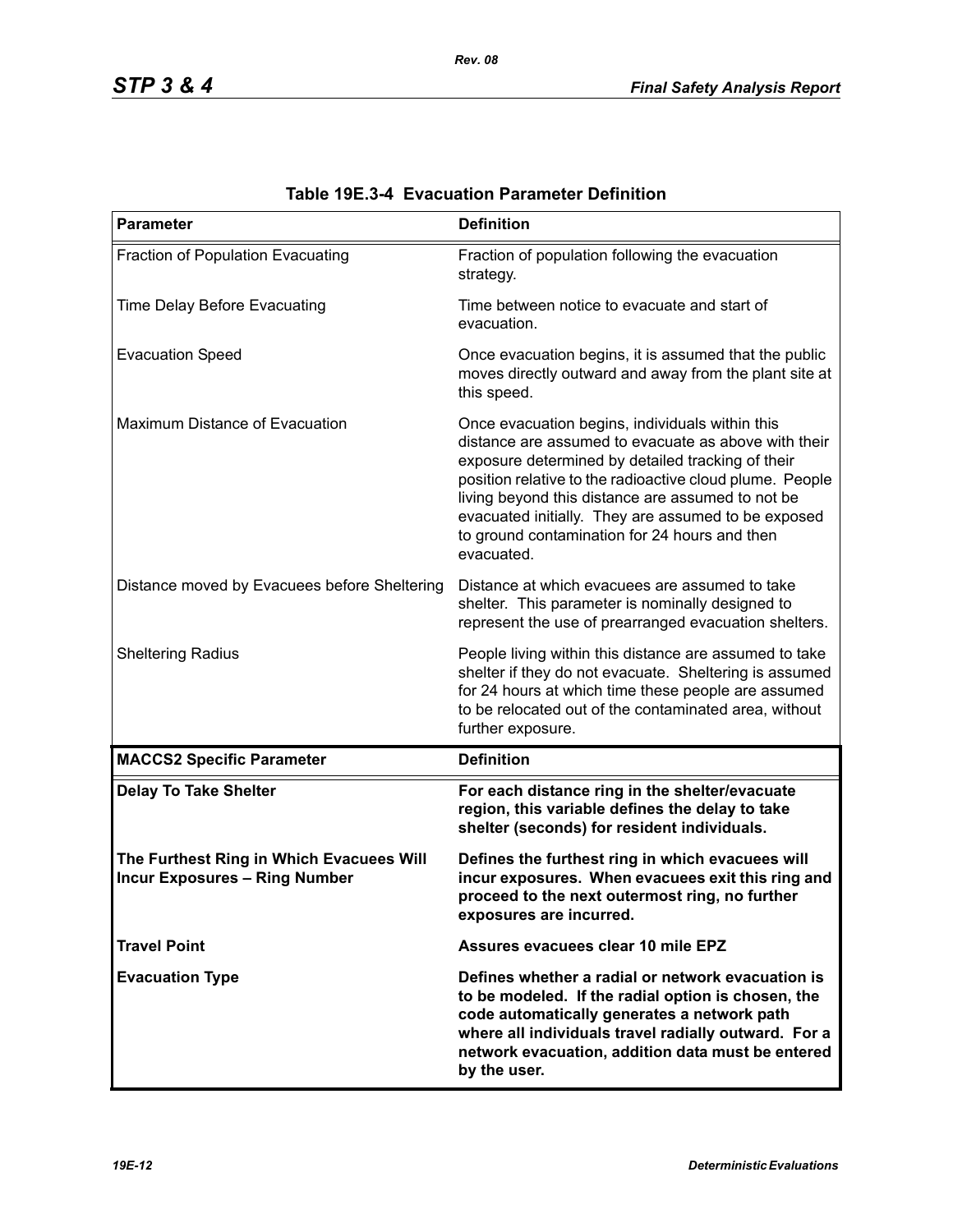**Table 19E.3-4 Evacuation Parameter Definition**

| Parameter | Definition |
|---|---|
| Fraction of Population Evacuating | Fraction of population following the evacuation strategy. |
| Time Delay Before Evacuating | Time between notice to evacuate and start of evacuation. |
| Evacuation Speed | Once evacuation begins, it is assumed that the public moves directly outward and away from the plant site at this speed. |
| Maximum Distance of Evacuation | Once evacuation begins, individuals within this distance are assumed to evacuate as above with their exposure determined by detailed tracking of their position relative to the radioactive cloud plume. People living beyond this distance are assumed to not be evacuated initially. They are assumed to be exposed to ground contamination for 24 hours and then evacuated. |
| Distance moved by Evacuees before Sheltering | Distance at which evacuees are assumed to take shelter. This parameter is nominally designed to represent the use of prearranged evacuation shelters. |
| Sheltering Radius | People living within this distance are assumed to take shelter if they do not evacuate. Sheltering is assumed for 24 hours at which time these people are assumed to be relocated out of the contaminated area, without further exposure. |
| **MACCS2 Specific Parameter** | **Definition** |
| **Delay To Take Shelter** | **For each distance ring in the shelter/evacuate region, this variable defines the delay to take shelter (seconds) for resident individuals.** |
| **The Furthest Ring in Which Evacuees Will Incur Exposures – Ring Number** | **Defines the furthest ring in which evacuees will incur exposures. When evacuees exit this ring and proceed to the next outermost ring, no further exposures are incurred.** |
| **Travel Point** | **Assures evacuees clear 10 mile EPZ** |
| **Evacuation Type** | **Defines whether a radial or network evacuation is to be modeled. If the radial option is chosen, the code automatically generates a network path where all individuals travel radially outward. For a network evacuation, addition data must be entered by the user.** |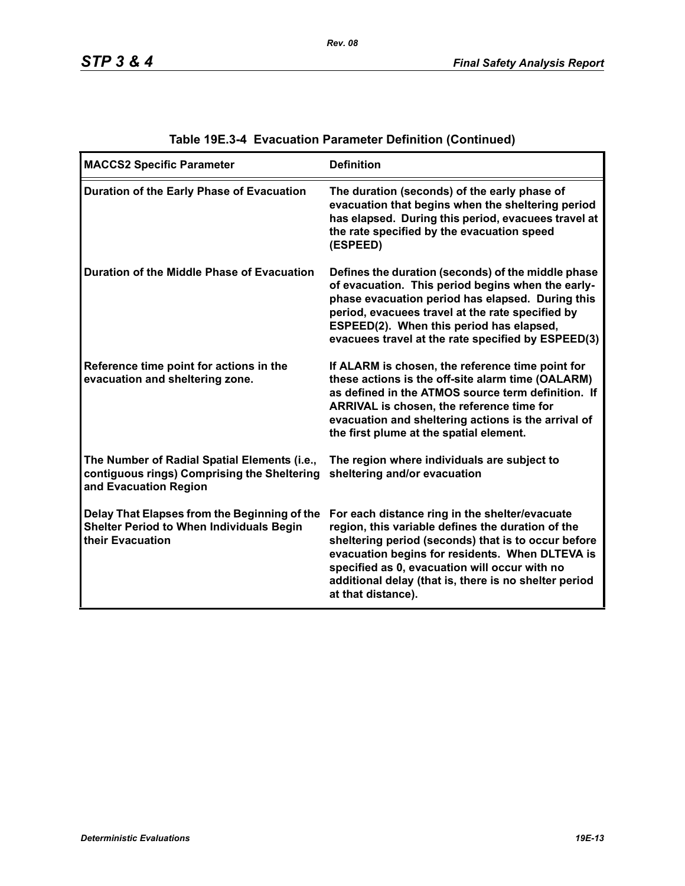**Table 19E.3-4 Evacuation Parameter Definition (Continued)**

| MACCS2 Specific Parameter | Definition |
|---|---|
| Duration of the Early Phase of Evacuation | The duration (seconds) of the early phase of evacuation that begins when the sheltering period has elapsed. During this period, evacuees travel at the rate specified by the evacuation speed (ESPEED) |
| Duration of the Middle Phase of Evacuation | Defines the duration (seconds) of the middle phase of evacuation. This period begins when the early-phase evacuation period has elapsed. During this period, evacuees travel at the rate specified by ESPEED(2). When this period has elapsed, evacuees travel at the rate specified by ESPEED(3) |
| Reference time point for actions in the evacuation and sheltering zone. | If ALARM is chosen, the reference time point for these actions is the off-site alarm time (OALARM) as defined in the ATMOS source term definition. If ARRIVAL is chosen, the reference time for evacuation and sheltering actions is the arrival of the first plume at the spatial element. |
| The Number of Radial Spatial Elements (i.e., contiguous rings) Comprising the Sheltering and Evacuation Region | The region where individuals are subject to sheltering and/or evacuation |
| Delay That Elapses from the Beginning of the Shelter Period to When Individuals Begin their Evacuation | For each distance ring in the shelter/evacuate region, this variable defines the duration of the sheltering period (seconds) that is to occur before evacuation begins for residents. When DLTEVA is specified as 0, evacuation will occur with no additional delay (that is, there is no shelter period at that distance). |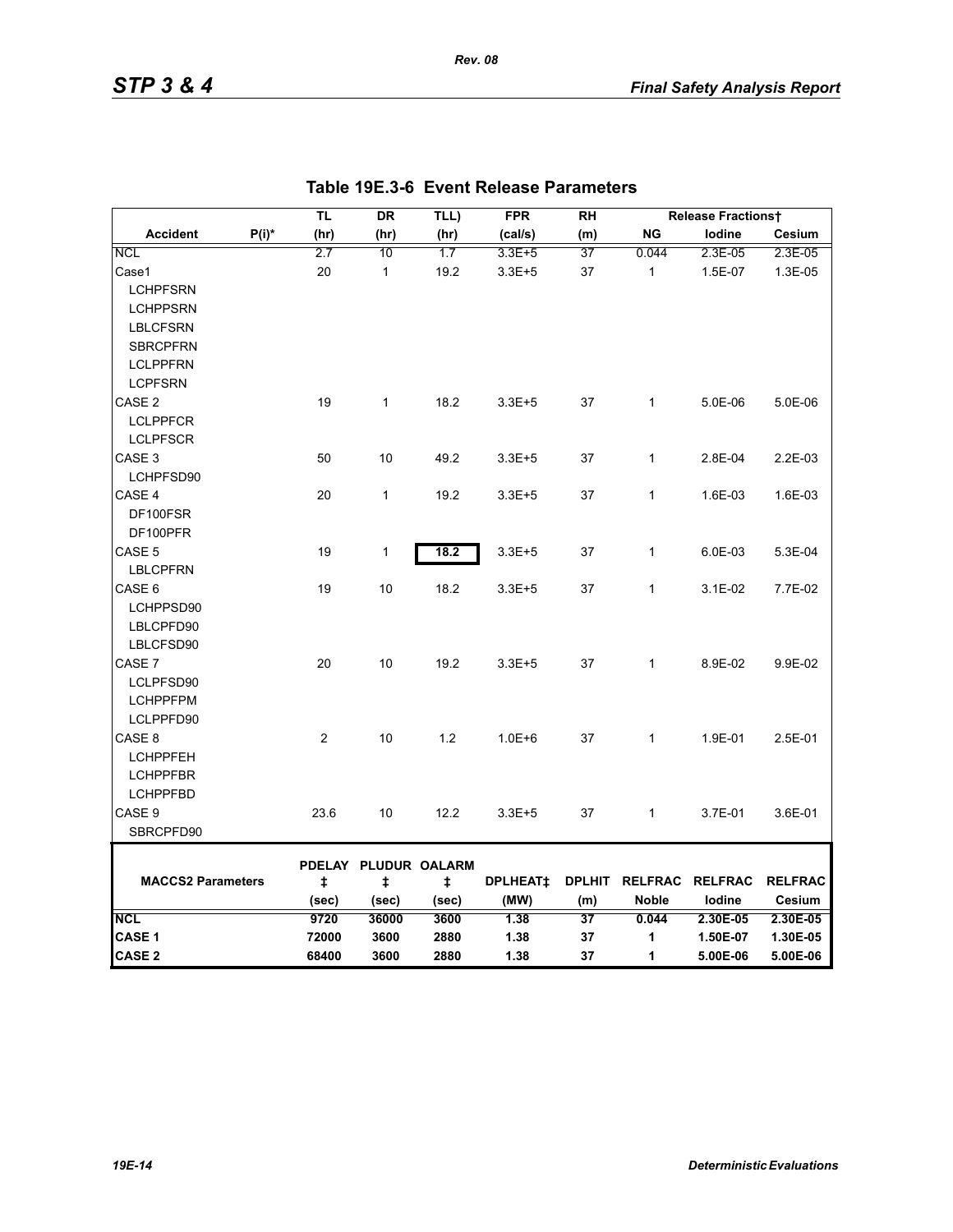## Table 19E.3-6 Event Release Parameters

| Accident | P(i)* | TL (hr) | DR (hr) | TLL) (hr) | FPR (cal/s) | RH (m) | Release Fractions† NG | Iodine | Cesium |
|---|---|---|---|---|---|---|---|---|---|
| NCL | | 2.7 | 10 | 1.7 | 3.3E+5 | 37 | 0.044 | 2.3E-05 | 2.3E-05 |
| Case1 | | 20 | 1 | 19.2 | 3.3E+5 | 37 | 1 | 1.5E-07 | 1.3E-05 |
| LCHPFSRN | | | | | | | | | |
| LCHPPSRN | | | | | | | | | |
| LBLCFSRN | | | | | | | | | |
| SBRCPFRN | | | | | | | | | |
| LCLPPFRN | | | | | | | | | |
| LCPFSRN | | | | | | | | | |
| CASE 2 | | 19 | 1 | 18.2 | 3.3E+5 | 37 | 1 | 5.0E-06 | 5.0E-06 |
| LCLPPFCR | | | | | | | | | |
| LCLPFSCR | | | | | | | | | |
| CASE 3 | | 50 | 10 | 49.2 | 3.3E+5 | 37 | 1 | 2.8E-04 | 2.2E-03 |
| LCHPFSD90 | | | | | | | | | |
| CASE 4 | | 20 | 1 | 19.2 | 3.3E+5 | 37 | 1 | 1.6E-03 | 1.6E-03 |
| DF100FSR | | | | | | | | | |
| DF100PFR | | | | | | | | | |
| CASE 5 | | 19 | 1 | 18.2 | 3.3E+5 | 37 | 1 | 6.0E-03 | 5.3E-04 |
| LBLCPFRN | | | | | | | | | |
| CASE 6 | | 19 | 10 | 18.2 | 3.3E+5 | 37 | 1 | 3.1E-02 | 7.7E-02 |
| LCHPPSD90 | | | | | | | | | |
| LBLCPFD90 | | | | | | | | | |
| LBLCFSD90 | | | | | | | | | |
| CASE 7 | | 20 | 10 | 19.2 | 3.3E+5 | 37 | 1 | 8.9E-02 | 9.9E-02 |
| LCLPFSD90 | | | | | | | | | |
| LCHPPFPM | | | | | | | | | |
| LCLPPFD90 | | | | | | | | | |
| CASE 8 | | 2 | 10 | 1.2 | 1.0E+6 | 37 | 1 | 1.9E-01 | 2.5E-01 |
| LCHPPFEH | | | | | | | | | |
| LCHPPFBR | | | | | | | | | |
| LCHPPFBD | | | | | | | | | |
| CASE 9 | | 23.6 | 10 | 12.2 | 3.3E+5 | 37 | 1 | 3.7E-01 | 3.6E-01 |
| SBRCPFD90 | | | | | | | | | |

| MACCS2 Parameters | PDELAY‡ (sec) | PLUDUR‡ (sec) | OALARM‡ (sec) | DPLHEAT‡ (MW) | DPLHIT (m) | RELFRAC Noble | RELFRAC Iodine | RELFRAC Cesium |
|---|---|---|---|---|---|---|---|---|
| **NCL** | **9720** | **36000** | **3600** | **1.38** | **37** | **0.044** | **2.30E-05** | **2.30E-05** |
| **CASE 1** | **72000** | **3600** | **2880** | **1.38** | **37** | **1** | **1.50E-07** | **1.30E-05** |
| **CASE 2** | **68400** | **3600** | **2880** | **1.38** | **37** | **1** | **5.00E-06** | **5.00E-06** |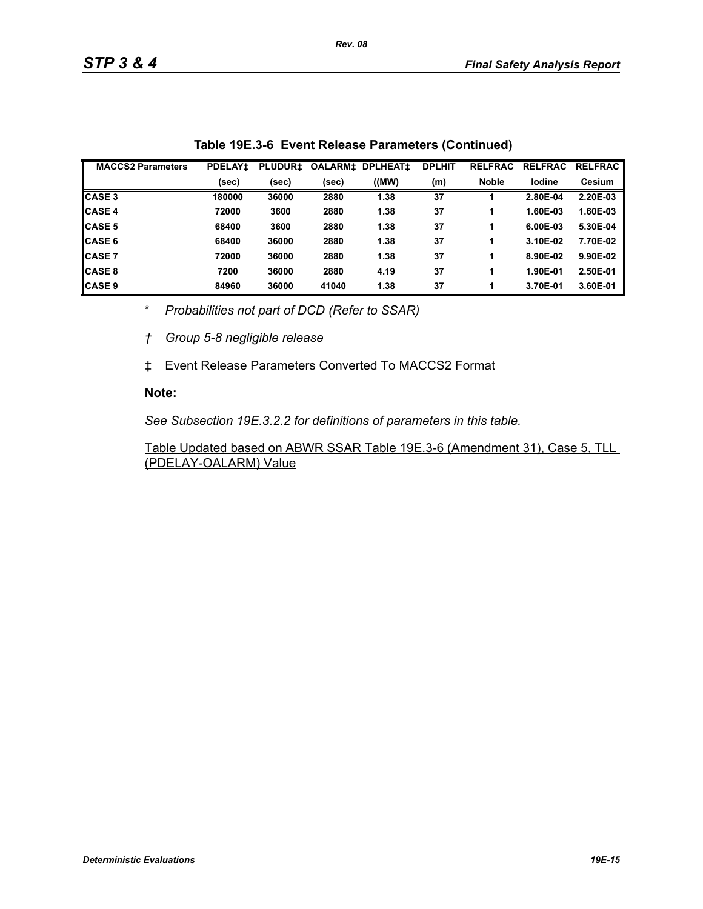**Table 19E.3-6 Event Release Parameters (Continued)**

| MACCS2 Parameters | PDELAY‡ | PLUDUR‡ | OALARM‡ | DPLHEAT‡ | DPLHIT | RELFRAC | RELFRAC | RELFRAC |
|---|---|---|---|---|---|---|---|---|
| | (sec) | (sec) | (sec) | ((MW) | (m) | Noble | Iodine | Cesium |
| CASE 3 | 180000 | 36000 | 2880 | 1.38 | 37 | 1 | 2.80E-04 | 2.20E-03 |
| CASE 4 | 72000 | 3600 | 2880 | 1.38 | 37 | 1 | 1.60E-03 | 1.60E-03 |
| CASE 5 | 68400 | 3600 | 2880 | 1.38 | 37 | 1 | 6.00E-03 | 5.30E-04 |
| CASE 6 | 68400 | 36000 | 2880 | 1.38 | 37 | 1 | 3.10E-02 | 7.70E-02 |
| CASE 7 | 72000 | 36000 | 2880 | 1.38 | 37 | 1 | 8.90E-02 | 9.90E-02 |
| CASE 8 | 7200 | 36000 | 2880 | 4.19 | 37 | 1 | 1.90E-01 | 2.50E-01 |
| CASE 9 | 84960 | 36000 | 41040 | 1.38 | 37 | 1 | 3.70E-01 | 3.60E-01 |

\* *Probabilities not part of DCD (Refer to SSAR)*

† *Group 5-8 negligible release*

‡ Event Release Parameters Converted To MACCS2 Format

**Note:**

*See Subsection 19E.3.2.2 for definitions of parameters in this table.*

Table Updated based on ABWR SSAR Table 19E.3-6 (Amendment 31), Case 5, TLL (PDELAY-OALARM) Value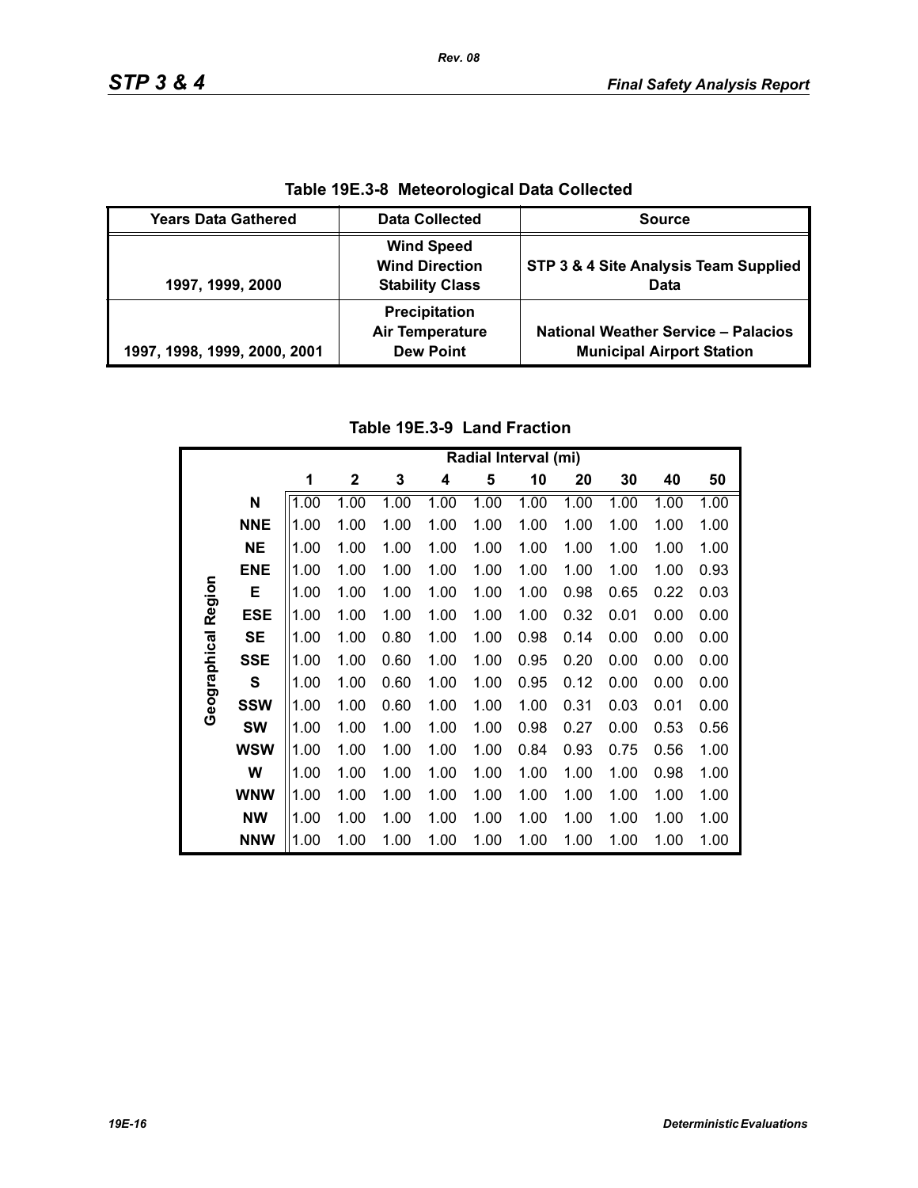**Table 19E.3-8 Meteorological Data Collected**

| Years Data Gathered | Data Collected | Source |
|---|---|---|
| 1997, 1999, 2000 | Wind Speed<br>Wind Direction<br>Stability Class | STP 3 & 4 Site Analysis Team Supplied Data |
| 1997, 1998, 1999, 2000, 2001 | Precipitation<br>Air Temperature<br>Dew Point | National Weather Service – Palacios Municipal Airport Station |

**Table 19E.3-9 Land Fraction**

| Geographical Region | Radial Interval (mi) | | | | | | | | | |
|---|---|---|---|---|---|---|---|---|---|---|
| | 1 | 2 | 3 | 4 | 5 | 10 | 20 | 30 | 40 | 50 |
| N | 1.00 | 1.00 | 1.00 | 1.00 | 1.00 | 1.00 | 1.00 | 1.00 | 1.00 | 1.00 |
| NNE | 1.00 | 1.00 | 1.00 | 1.00 | 1.00 | 1.00 | 1.00 | 1.00 | 1.00 | 1.00 |
| NE | 1.00 | 1.00 | 1.00 | 1.00 | 1.00 | 1.00 | 1.00 | 1.00 | 1.00 | 1.00 |
| ENE | 1.00 | 1.00 | 1.00 | 1.00 | 1.00 | 1.00 | 1.00 | 1.00 | 1.00 | 0.93 |
| E | 1.00 | 1.00 | 1.00 | 1.00 | 1.00 | 1.00 | 0.98 | 0.65 | 0.22 | 0.03 |
| ESE | 1.00 | 1.00 | 1.00 | 1.00 | 1.00 | 1.00 | 0.32 | 0.01 | 0.00 | 0.00 |
| SE | 1.00 | 1.00 | 0.80 | 1.00 | 1.00 | 0.98 | 0.14 | 0.00 | 0.00 | 0.00 |
| SSE | 1.00 | 1.00 | 0.60 | 1.00 | 1.00 | 0.95 | 0.20 | 0.00 | 0.00 | 0.00 |
| S | 1.00 | 1.00 | 0.60 | 1.00 | 1.00 | 0.95 | 0.12 | 0.00 | 0.00 | 0.00 |
| SSW | 1.00 | 1.00 | 0.60 | 1.00 | 1.00 | 1.00 | 0.31 | 0.03 | 0.01 | 0.00 |
| SW | 1.00 | 1.00 | 1.00 | 1.00 | 1.00 | 0.98 | 0.27 | 0.00 | 0.53 | 0.56 |
| WSW | 1.00 | 1.00 | 1.00 | 1.00 | 1.00 | 0.84 | 0.93 | 0.75 | 0.56 | 1.00 |
| W | 1.00 | 1.00 | 1.00 | 1.00 | 1.00 | 1.00 | 1.00 | 1.00 | 0.98 | 1.00 |
| WNW | 1.00 | 1.00 | 1.00 | 1.00 | 1.00 | 1.00 | 1.00 | 1.00 | 1.00 | 1.00 |
| NW | 1.00 | 1.00 | 1.00 | 1.00 | 1.00 | 1.00 | 1.00 | 1.00 | 1.00 | 1.00 |
| NNW | 1.00 | 1.00 | 1.00 | 1.00 | 1.00 | 1.00 | 1.00 | 1.00 | 1.00 | 1.00 |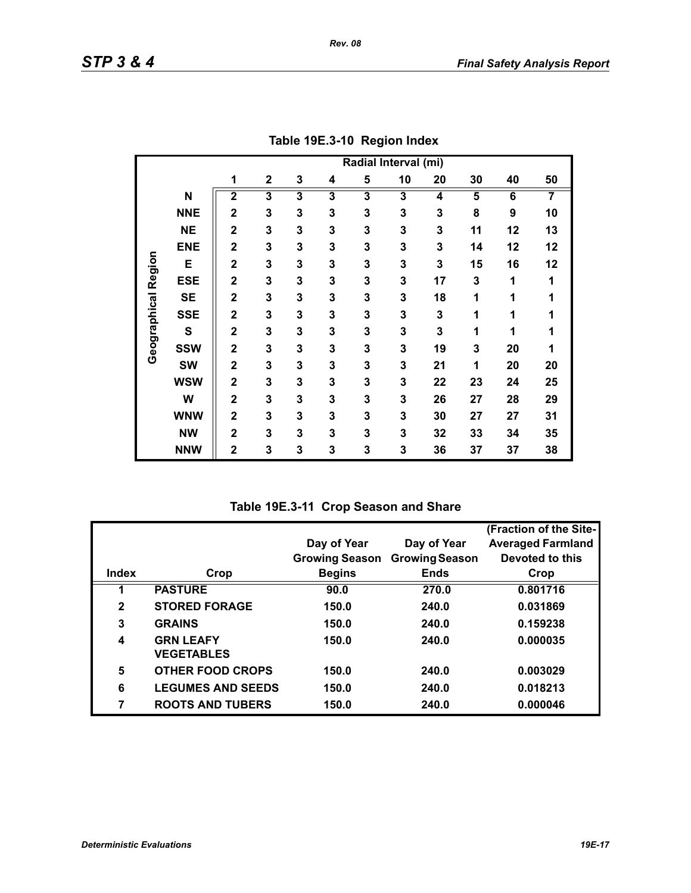## Table 19E.3-10 Region Index

| Geographical Region | Radial Interval (mi) 1 | 2 | 3 | 4 | 5 | 10 | 20 | 30 | 40 | 50 |
|---|---|---|---|---|---|---|---|---|---|---|
| N | 2 | 3 | 3 | 3 | 3 | 3 | 4 | 5 | 6 | 7 |
| NNE | 2 | 3 | 3 | 3 | 3 | 3 | 3 | 8 | 9 | 10 |
| NE | 2 | 3 | 3 | 3 | 3 | 3 | 3 | 11 | 12 | 13 |
| ENE | 2 | 3 | 3 | 3 | 3 | 3 | 3 | 14 | 12 | 12 |
| E | 2 | 3 | 3 | 3 | 3 | 3 | 3 | 15 | 16 | 12 |
| ESE | 2 | 3 | 3 | 3 | 3 | 3 | 17 | 3 | 1 | 1 |
| SE | 2 | 3 | 3 | 3 | 3 | 3 | 18 | 1 | 1 | 1 |
| SSE | 2 | 3 | 3 | 3 | 3 | 3 | 3 | 1 | 1 | 1 |
| S | 2 | 3 | 3 | 3 | 3 | 3 | 3 | 1 | 1 | 1 |
| SSW | 2 | 3 | 3 | 3 | 3 | 3 | 19 | 3 | 20 | 1 |
| SW | 2 | 3 | 3 | 3 | 3 | 3 | 21 | 1 | 20 | 20 |
| WSW | 2 | 3 | 3 | 3 | 3 | 3 | 22 | 23 | 24 | 25 |
| W | 2 | 3 | 3 | 3 | 3 | 3 | 26 | 27 | 28 | 29 |
| WNW | 2 | 3 | 3 | 3 | 3 | 3 | 30 | 27 | 27 | 31 |
| NW | 2 | 3 | 3 | 3 | 3 | 3 | 32 | 33 | 34 | 35 |
| NNW | 2 | 3 | 3 | 3 | 3 | 3 | 36 | 37 | 37 | 38 |

## Table 19E.3-11 Crop Season and Share

| Index | Crop | Day of Year Growing Season Begins | Day of Year Growing Season Ends | (Fraction of the Site-Averaged Farmland Devoted to this Crop |
|---|---|---|---|---|
| 1 | PASTURE | 90.0 | 270.0 | 0.801716 |
| 2 | STORED FORAGE | 150.0 | 240.0 | 0.031869 |
| 3 | GRAINS | 150.0 | 240.0 | 0.159238 |
| 4 | GRN LEAFY VEGETABLES | 150.0 | 240.0 | 0.000035 |
| 5 | OTHER FOOD CROPS | 150.0 | 240.0 | 0.003029 |
| 6 | LEGUMES AND SEEDS | 150.0 | 240.0 | 0.018213 |
| 7 | ROOTS AND TUBERS | 150.0 | 240.0 | 0.000046 |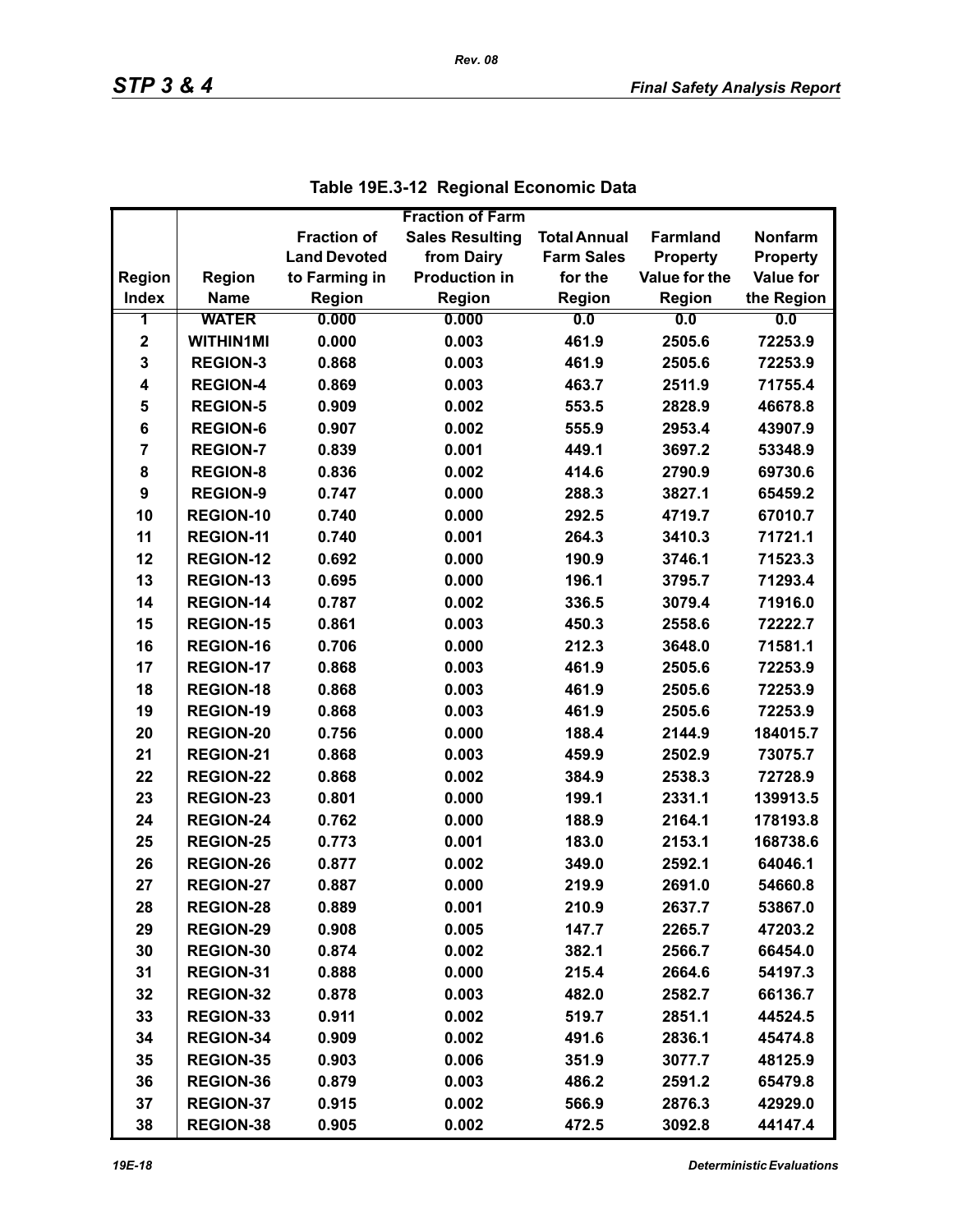**Table 19E.3-12 Regional Economic Data**

| Region Index | Region Name | Fraction of Land Devoted to Farming in Region | Fraction of Farm Sales Resulting from Dairy Production in Region | Total Annual Farm Sales for the Region | Farmland Property Value for the Region | Nonfarm Property Value for the Region |
|---|---|---|---|---|---|---|
| 1 | WATER | 0.000 | 0.000 | 0.0 | 0.0 | 0.0 |
| 2 | WITHIN1MI | 0.000 | 0.003 | 461.9 | 2505.6 | 72253.9 |
| 3 | REGION-3 | 0.868 | 0.003 | 461.9 | 2505.6 | 72253.9 |
| 4 | REGION-4 | 0.869 | 0.003 | 463.7 | 2511.9 | 71755.4 |
| 5 | REGION-5 | 0.909 | 0.002 | 553.5 | 2828.9 | 46678.8 |
| 6 | REGION-6 | 0.907 | 0.002 | 555.9 | 2953.4 | 43907.9 |
| 7 | REGION-7 | 0.839 | 0.001 | 449.1 | 3697.2 | 53348.9 |
| 8 | REGION-8 | 0.836 | 0.002 | 414.6 | 2790.9 | 69730.6 |
| 9 | REGION-9 | 0.747 | 0.000 | 288.3 | 3827.1 | 65459.2 |
| 10 | REGION-10 | 0.740 | 0.000 | 292.5 | 4719.7 | 67010.7 |
| 11 | REGION-11 | 0.740 | 0.001 | 264.3 | 3410.3 | 71721.1 |
| 12 | REGION-12 | 0.692 | 0.000 | 190.9 | 3746.1 | 71523.3 |
| 13 | REGION-13 | 0.695 | 0.000 | 196.1 | 3795.7 | 71293.4 |
| 14 | REGION-14 | 0.787 | 0.002 | 336.5 | 3079.4 | 71916.0 |
| 15 | REGION-15 | 0.861 | 0.003 | 450.3 | 2558.6 | 72222.7 |
| 16 | REGION-16 | 0.706 | 0.000 | 212.3 | 3648.0 | 71581.1 |
| 17 | REGION-17 | 0.868 | 0.003 | 461.9 | 2505.6 | 72253.9 |
| 18 | REGION-18 | 0.868 | 0.003 | 461.9 | 2505.6 | 72253.9 |
| 19 | REGION-19 | 0.868 | 0.003 | 461.9 | 2505.6 | 72253.9 |
| 20 | REGION-20 | 0.756 | 0.000 | 188.4 | 2144.9 | 184015.7 |
| 21 | REGION-21 | 0.868 | 0.003 | 459.9 | 2502.9 | 73075.7 |
| 22 | REGION-22 | 0.868 | 0.002 | 384.9 | 2538.3 | 72728.9 |
| 23 | REGION-23 | 0.801 | 0.000 | 199.1 | 2331.1 | 139913.5 |
| 24 | REGION-24 | 0.762 | 0.000 | 188.9 | 2164.1 | 178193.8 |
| 25 | REGION-25 | 0.773 | 0.001 | 183.0 | 2153.1 | 168738.6 |
| 26 | REGION-26 | 0.877 | 0.002 | 349.0 | 2592.1 | 64046.1 |
| 27 | REGION-27 | 0.887 | 0.000 | 219.9 | 2691.0 | 54660.8 |
| 28 | REGION-28 | 0.889 | 0.001 | 210.9 | 2637.7 | 53867.0 |
| 29 | REGION-29 | 0.908 | 0.005 | 147.7 | 2265.7 | 47203.2 |
| 30 | REGION-30 | 0.874 | 0.002 | 382.1 | 2566.7 | 66454.0 |
| 31 | REGION-31 | 0.888 | 0.000 | 215.4 | 2664.6 | 54197.3 |
| 32 | REGION-32 | 0.878 | 0.003 | 482.0 | 2582.7 | 66136.7 |
| 33 | REGION-33 | 0.911 | 0.002 | 519.7 | 2851.1 | 44524.5 |
| 34 | REGION-34 | 0.909 | 0.002 | 491.6 | 2836.1 | 45474.8 |
| 35 | REGION-35 | 0.903 | 0.006 | 351.9 | 3077.7 | 48125.9 |
| 36 | REGION-36 | 0.879 | 0.003 | 486.2 | 2591.2 | 65479.8 |
| 37 | REGION-37 | 0.915 | 0.002 | 566.9 | 2876.3 | 42929.0 |
| 38 | REGION-38 | 0.905 | 0.002 | 472.5 | 3092.8 | 44147.4 |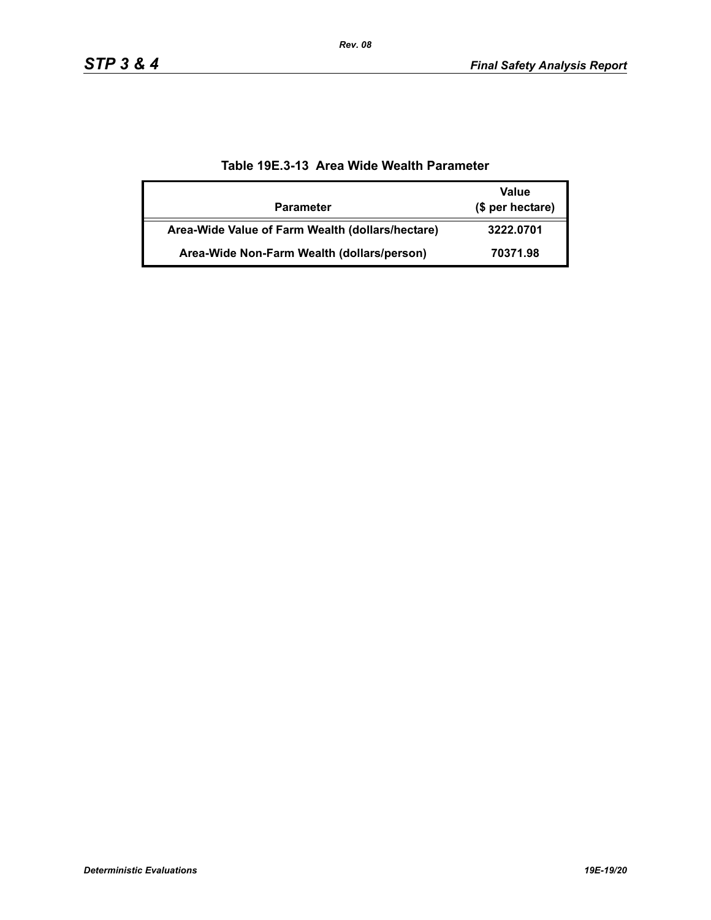**Table 19E.3-13 Area Wide Wealth Parameter**

| Parameter | Value ($ per hectare) |
|---|---|
| Area-Wide Value of Farm Wealth (dollars/hectare) | 3222.0701 |
| Area-Wide Non-Farm Wealth (dollars/person) | 70371.98 |